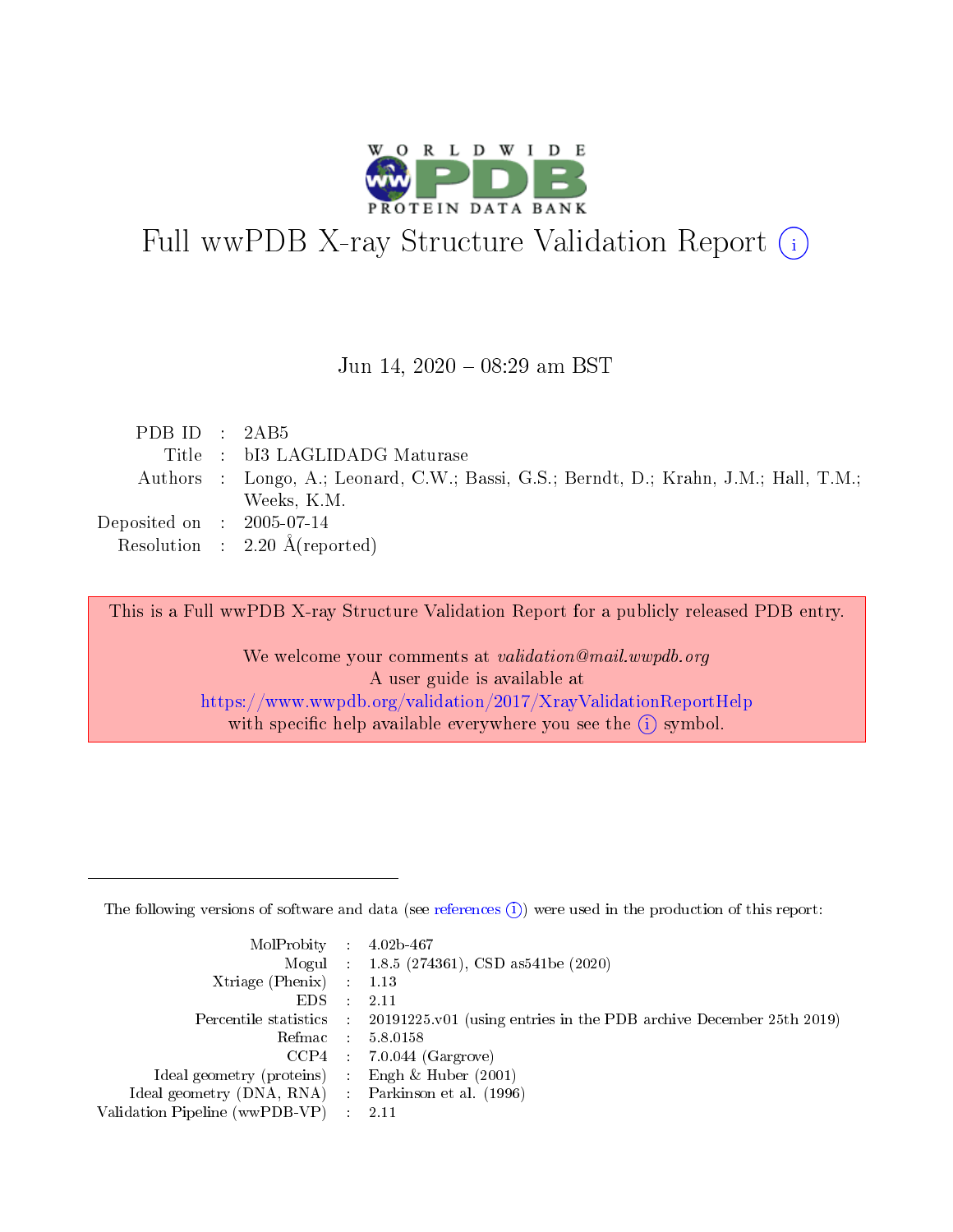# Full wwPDB X-ray Structure Validation Report (i)

Jun 14, 2020 – 08:29 am BST

| | | |
|---|---|---|
| PDB ID | : | 2AB5 |
| Title | : | bI3 LAGLIDADG Maturase |
| Authors | : | Longo, A.; Leonard, C.W.; Bassi, G.S.; Berndt, D.; Krahn, J.M.; Hall, T.M.; Weeks, K.M. |
| Deposited on | : | 2005-07-14 |
| Resolution | : | 2.20 Å(reported) |

This is a Full wwPDB X-ray Structure Validation Report for a publicly released PDB entry.

We welcome your comments at *validation@mail.wwpdb.org*
A user guide is available at
https://www.wwpdb.org/validation/2017/XrayValidationReportHelp
with specific help available everywhere you see the (i) symbol.

---

The following versions of software and data (see references (i)) were used in the production of this report:

| | | |
|---|---|---|
| MolProbity | : | 4.02b-467 |
| Mogul | : | 1.8.5 (274361), CSD as541be (2020) |
| Xtriage (Phenix) | : | 1.13 |
| EDS | : | 2.11 |
| Percentile statistics | : | 20191225.v01 (using entries in the PDB archive December 25th 2019) |
| Refmac | : | 5.8.0158 |
| CCP4 | : | 7.0.044 (Gargrove) |
| Ideal geometry (proteins) | : | Engh & Huber (2001) |
| Ideal geometry (DNA, RNA) | : | Parkinson et al. (1996) |
| Validation Pipeline (wwPDB-VP) | : | 2.11 |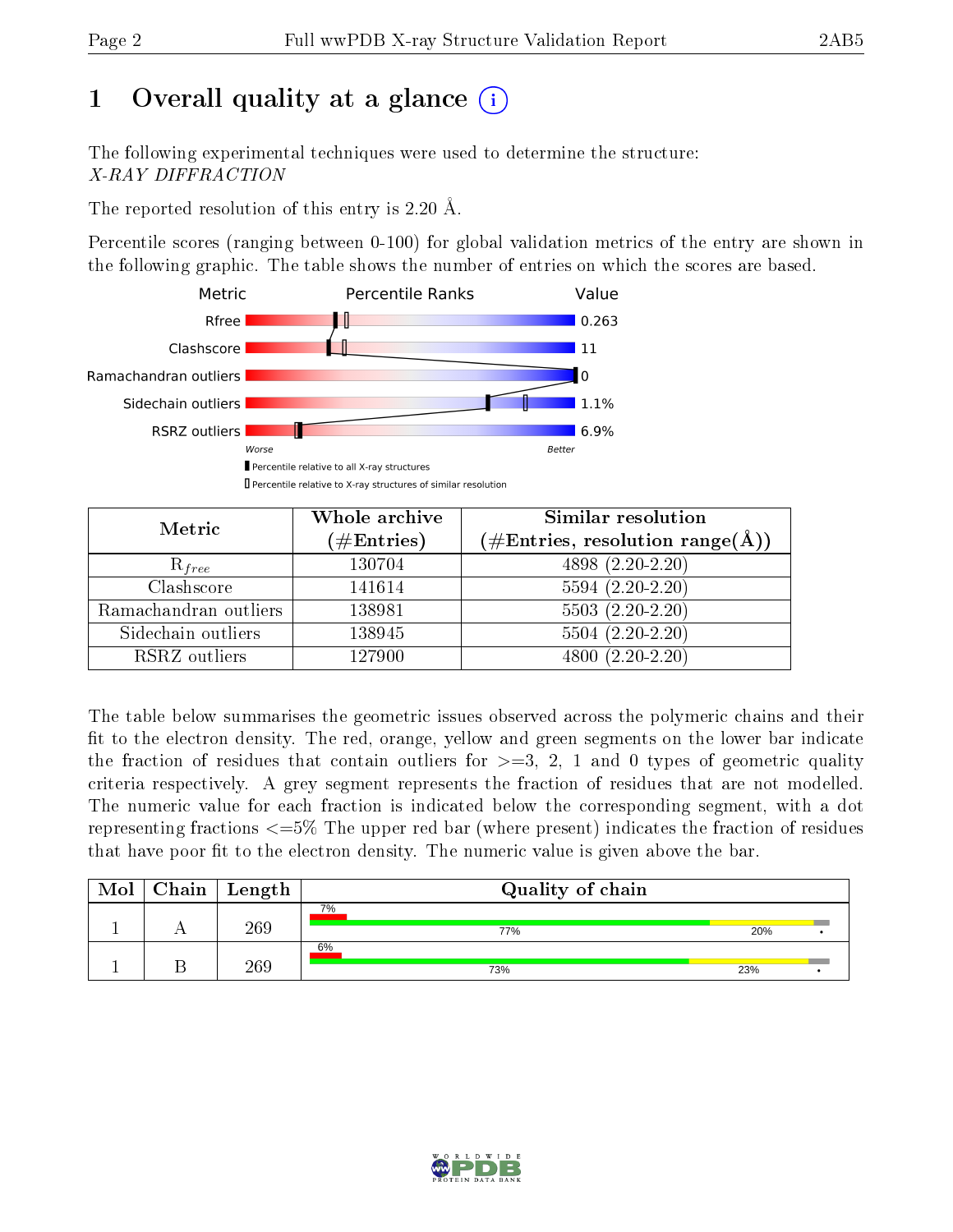# 1 Overall quality at a glance (i)

The following experimental techniques were used to determine the structure:
*X-RAY DIFFRACTION*

The reported resolution of this entry is 2.20 Å.

Percentile scores (ranging between 0-100) for global validation metrics of the entry are shown in the following graphic. The table shows the number of entries on which the scores are based.

| Metric | Value |
|---|---|
| Rfree | 0.263 |
| Clashscore | 11 |
| Ramachandran outliers | 0 |
| Sidechain outliers | 1.1% |
| RSRZ outliers | 6.9% |

Worse — Better

▮ Percentile relative to all X-ray structures
▯ Percentile relative to X-ray structures of similar resolution

| Metric | Whole archive (#Entries) | Similar resolution (#Entries, resolution range(Å)) |
|---|---|---|
| $R_{free}$ | 130704 | 4898 (2.20-2.20) |
| Clashscore | 141614 | 5594 (2.20-2.20) |
| Ramachandran outliers | 138981 | 5503 (2.20-2.20) |
| Sidechain outliers | 138945 | 5504 (2.20-2.20) |
| RSRZ outliers | 127900 | 4800 (2.20-2.20) |

The table below summarises the geometric issues observed across the polymeric chains and their fit to the electron density. The red, orange, yellow and green segments on the lower bar indicate the fraction of residues that contain outliers for >=3, 2, 1 and 0 types of geometric quality criteria respectively. A grey segment represents the fraction of residues that are not modelled. The numeric value for each fraction is indicated below the corresponding segment, with a dot representing fractions <=5% The upper red bar (where present) indicates the fraction of residues that have poor fit to the electron density. The numeric value is given above the bar.

| Mol | Chain | Length | Quality of chain |
|---|---|---|---|
| 1 | A | 269 | 7% ; 77% , 20% , • |
| 1 | B | 269 | 6% ; 73% , 23% , • |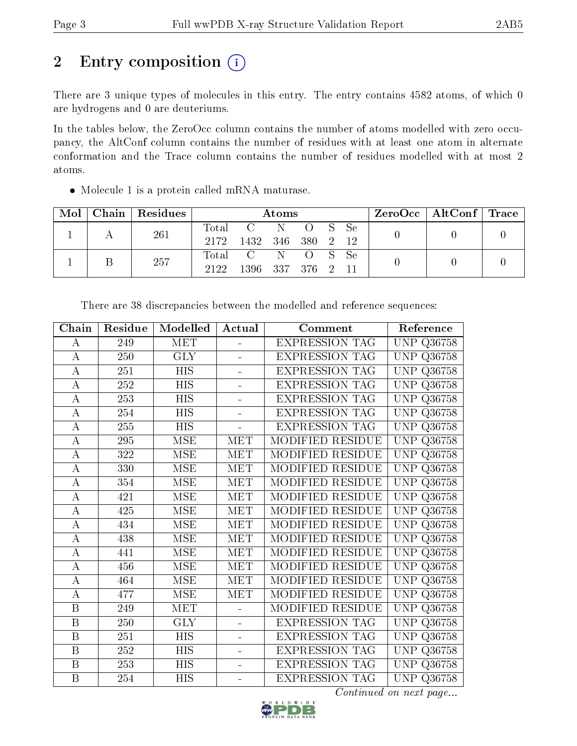# 2 Entry composition

There are 3 unique types of molecules in this entry. The entry contains 4582 atoms, of which 0 are hydrogens and 0 are deuteriums.

In the tables below, the ZeroOcc column contains the number of atoms modelled with zero occupancy, the AltConf column contains the number of residues with at least one atom in alternate conformation and the Trace column contains the number of residues modelled with at most 2 atoms.

- Molecule 1 is a protein called mRNA maturase.

| Mol | Chain | Residues | Atoms | | | | | | ZeroOcc | AltConf | Trace |
|---|---|---|---|---|---|---|---|---|---|---|---|
| 1 | A | 261 | Total | C | N | O | S | Se | 0 | 0 | 0 |
| | | | 2172 | 1432 | 346 | 380 | 2 | 12 | | | |
| 1 | B | 257 | Total | C | N | O | S | Se | 0 | 0 | 0 |
| | | | 2122 | 1396 | 337 | 376 | 2 | 11 | | | |

There are 38 discrepancies between the modelled and reference sequences:

| Chain | Residue | Modelled | Actual | Comment | Reference |
|---|---|---|---|---|---|
| A | 249 | MET | - | EXPRESSION TAG | UNP Q36758 |
| A | 250 | GLY | - | EXPRESSION TAG | UNP Q36758 |
| A | 251 | HIS | - | EXPRESSION TAG | UNP Q36758 |
| A | 252 | HIS | - | EXPRESSION TAG | UNP Q36758 |
| A | 253 | HIS | - | EXPRESSION TAG | UNP Q36758 |
| A | 254 | HIS | - | EXPRESSION TAG | UNP Q36758 |
| A | 255 | HIS | - | EXPRESSION TAG | UNP Q36758 |
| A | 295 | MSE | MET | MODIFIED RESIDUE | UNP Q36758 |
| A | 322 | MSE | MET | MODIFIED RESIDUE | UNP Q36758 |
| A | 330 | MSE | MET | MODIFIED RESIDUE | UNP Q36758 |
| A | 354 | MSE | MET | MODIFIED RESIDUE | UNP Q36758 |
| A | 421 | MSE | MET | MODIFIED RESIDUE | UNP Q36758 |
| A | 425 | MSE | MET | MODIFIED RESIDUE | UNP Q36758 |
| A | 434 | MSE | MET | MODIFIED RESIDUE | UNP Q36758 |
| A | 438 | MSE | MET | MODIFIED RESIDUE | UNP Q36758 |
| A | 441 | MSE | MET | MODIFIED RESIDUE | UNP Q36758 |
| A | 456 | MSE | MET | MODIFIED RESIDUE | UNP Q36758 |
| A | 464 | MSE | MET | MODIFIED RESIDUE | UNP Q36758 |
| A | 477 | MSE | MET | MODIFIED RESIDUE | UNP Q36758 |
| B | 249 | MET | - | MODIFIED RESIDUE | UNP Q36758 |
| B | 250 | GLY | - | EXPRESSION TAG | UNP Q36758 |
| B | 251 | HIS | - | EXPRESSION TAG | UNP Q36758 |
| B | 252 | HIS | - | EXPRESSION TAG | UNP Q36758 |
| B | 253 | HIS | - | EXPRESSION TAG | UNP Q36758 |
| B | 254 | HIS | - | EXPRESSION TAG | UNP Q36758 |

*Continued on next page...*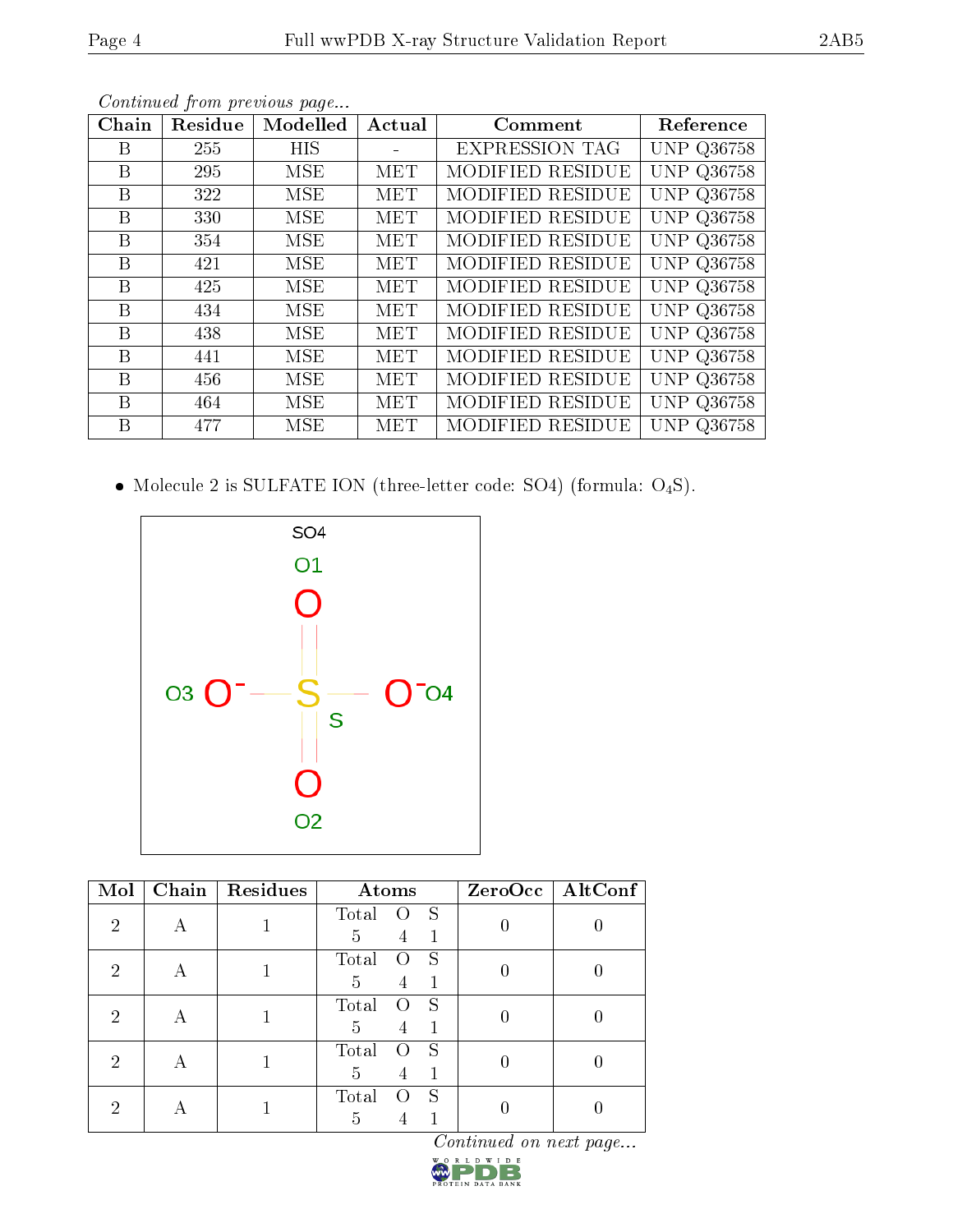*Continued from previous page...*

| Chain | Residue | Modelled | Actual | Comment | Reference |
|---|---|---|---|---|---|
| B | 255 | HIS | - | EXPRESSION TAG | UNP Q36758 |
| B | 295 | MSE | MET | MODIFIED RESIDUE | UNP Q36758 |
| B | 322 | MSE | MET | MODIFIED RESIDUE | UNP Q36758 |
| B | 330 | MSE | MET | MODIFIED RESIDUE | UNP Q36758 |
| B | 354 | MSE | MET | MODIFIED RESIDUE | UNP Q36758 |
| B | 421 | MSE | MET | MODIFIED RESIDUE | UNP Q36758 |
| B | 425 | MSE | MET | MODIFIED RESIDUE | UNP Q36758 |
| B | 434 | MSE | MET | MODIFIED RESIDUE | UNP Q36758 |
| B | 438 | MSE | MET | MODIFIED RESIDUE | UNP Q36758 |
| B | 441 | MSE | MET | MODIFIED RESIDUE | UNP Q36758 |
| B | 456 | MSE | MET | MODIFIED RESIDUE | UNP Q36758 |
| B | 464 | MSE | MET | MODIFIED RESIDUE | UNP Q36758 |
| B | 477 | MSE | MET | MODIFIED RESIDUE | UNP Q36758 |

- Molecule 2 is SULFATE ION (three-letter code: SO4) (formula: $O_4S$).

| Mol | Chain | Residues | Atoms | ZeroOcc | AltConf |
|---|---|---|---|---|---|
| 2 | A | 1 | Total O S<br>5 4 1 | 0 | 0 |
| 2 | A | 1 | Total O S<br>5 4 1 | 0 | 0 |
| 2 | A | 1 | Total O S<br>5 4 1 | 0 | 0 |
| 2 | A | 1 | Total O S<br>5 4 1 | 0 | 0 |
| 2 | A | 1 | Total O S<br>5 4 1 | 0 | 0 |

*Continued on next page...*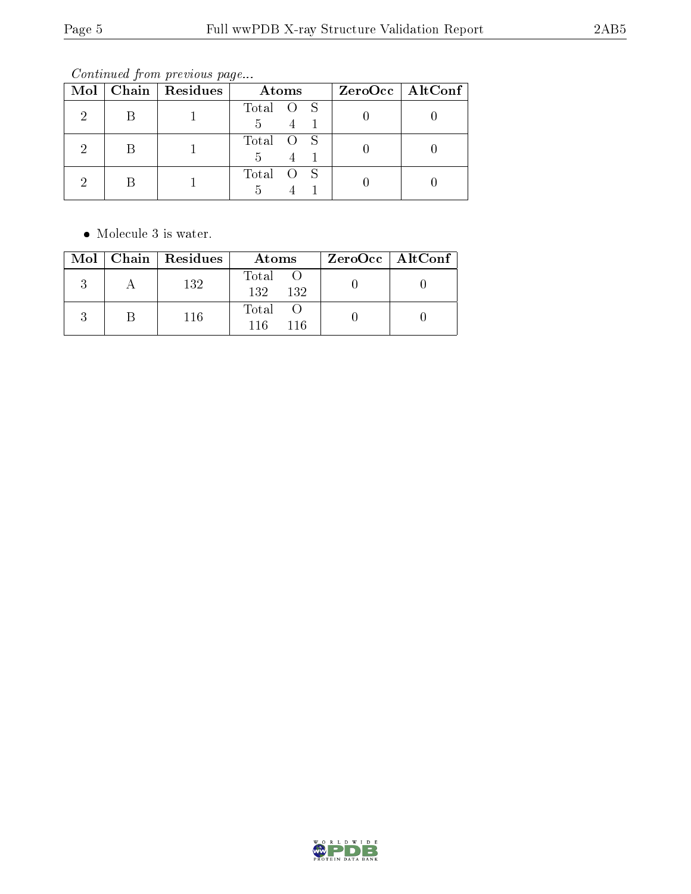*Continued from previous page...*

| Mol | Chain | Residues | Atoms | ZeroOcc | AltConf |
|---|---|---|---|---|---|
| 2 | B | 1 | Total O S<br>5 4 1 | 0 | 0 |
| 2 | B | 1 | Total O S<br>5 4 1 | 0 | 0 |
| 2 | B | 1 | Total O S<br>5 4 1 | 0 | 0 |

- Molecule 3 is water.

| Mol | Chain | Residues | Atoms | ZeroOcc | AltConf |
|---|---|---|---|---|---|
| 3 | A | 132 | Total O<br>132 132 | 0 | 0 |
| 3 | B | 116 | Total O<br>116 116 | 0 | 0 |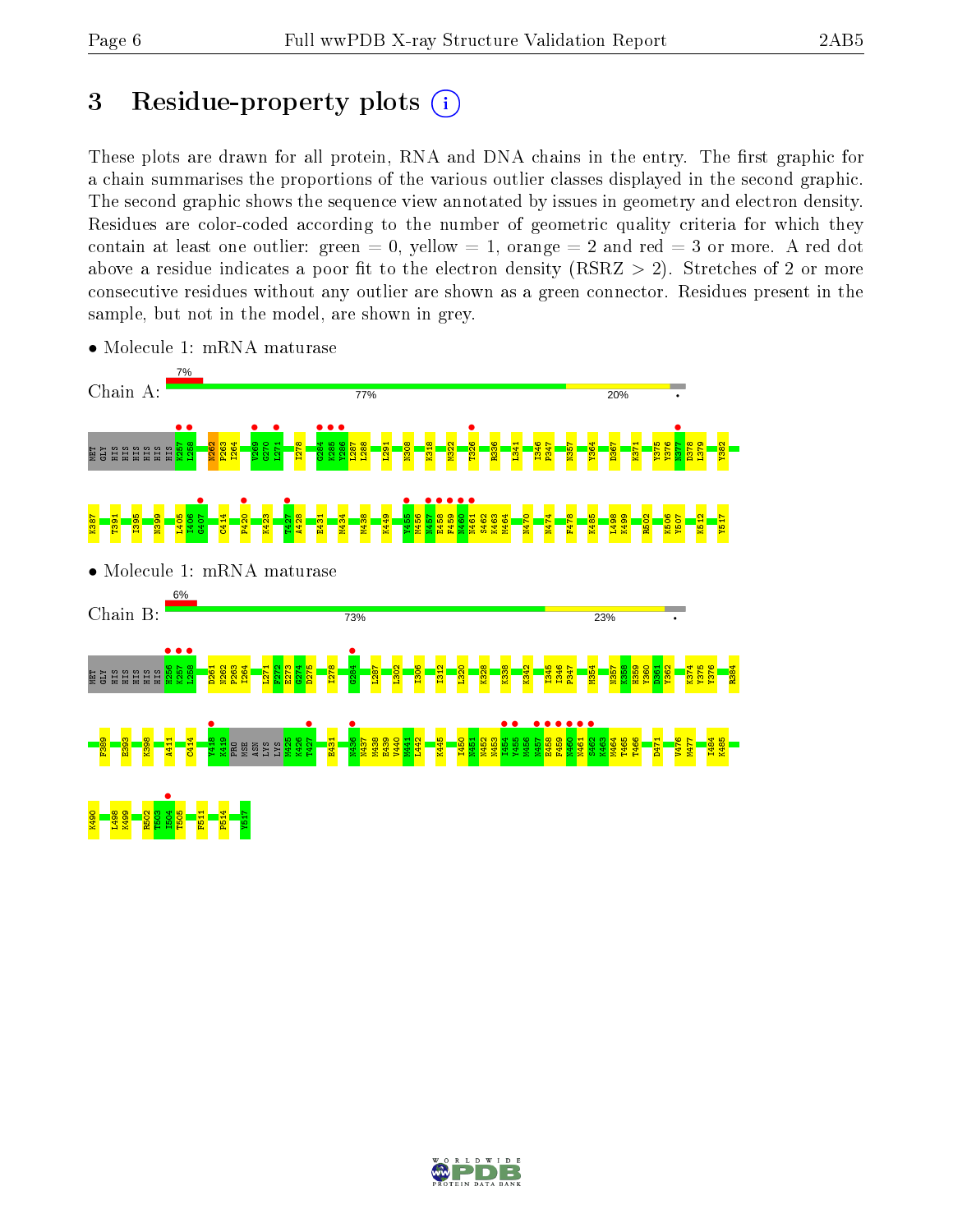# 3 Residue-property plots

These plots are drawn for all protein, RNA and DNA chains in the entry. The first graphic for a chain summarises the proportions of the various outlier classes displayed in the second graphic. The second graphic shows the sequence view annotated by issues in geometry and electron density. Residues are color-coded according to the number of geometric quality criteria for which they contain at least one outlier: green = 0, yellow = 1, orange = 2 and red = 3 or more. A red dot above a residue indicates a poor fit to the electron density (RSRZ > 2). Stretches of 2 or more consecutive residues without any outlier are shown as a green connector. Residues present in the sample, but not in the model, are shown in grey.

- Molecule 1: mRNA maturase

Chain A: 7% | 77% | 20% | •

MET GLY HIS HIS HIS HIS HIS HIS K257 L258 N262 P263 I264 V269 G270 L271 I278 G284 K285 Y286 L287 L291 N308 K318 M322 T326 K336 L341 I346 P347 N357 Y364 D367 K371 Y375 Y376 N377 D378 L379 Y382 K387 T391 I395 N399 L405 I406 G407 C414 P420 K423 T427 A428 E431 M434 M438 K449 Y455 M456 N457 E458 F459 N460 N461 S462 K463 M464 N470 N474 F478 K485 L498 K499 R502 K506 Y507 K512 Y517

- Molecule 1: mRNA maturase

Chain B: 6% | 73% | 23% | •

MET GLY HIS HIS HIS HIS HIS HIS H256 K257 L258 D261 N262 P263 I264 L271 F272 E273 G274 D275 I278 G284 L287 L302 I306 I312 L320 K328 K338 K342 I345 I346 P347 M354 N357 K358 H359 Y360 D361 Y362 K374 Y375 Y376 R384 F389 E393 K398 A411 C414 Y418 K419 PRO MSE ASN LYS LYS M425 K426 T427 E431 N436 N437 M438 E439 V440 M441 L442 K445 I450 M451 N452 K453 Y454 Y455 M456 N457 E458 F459 N460 N461 S462 K463 M464 T465 T466 D471 V476 M477 I484 K485 K490 L498 K499 R502 T503 I504 T505 F511 P514 Y517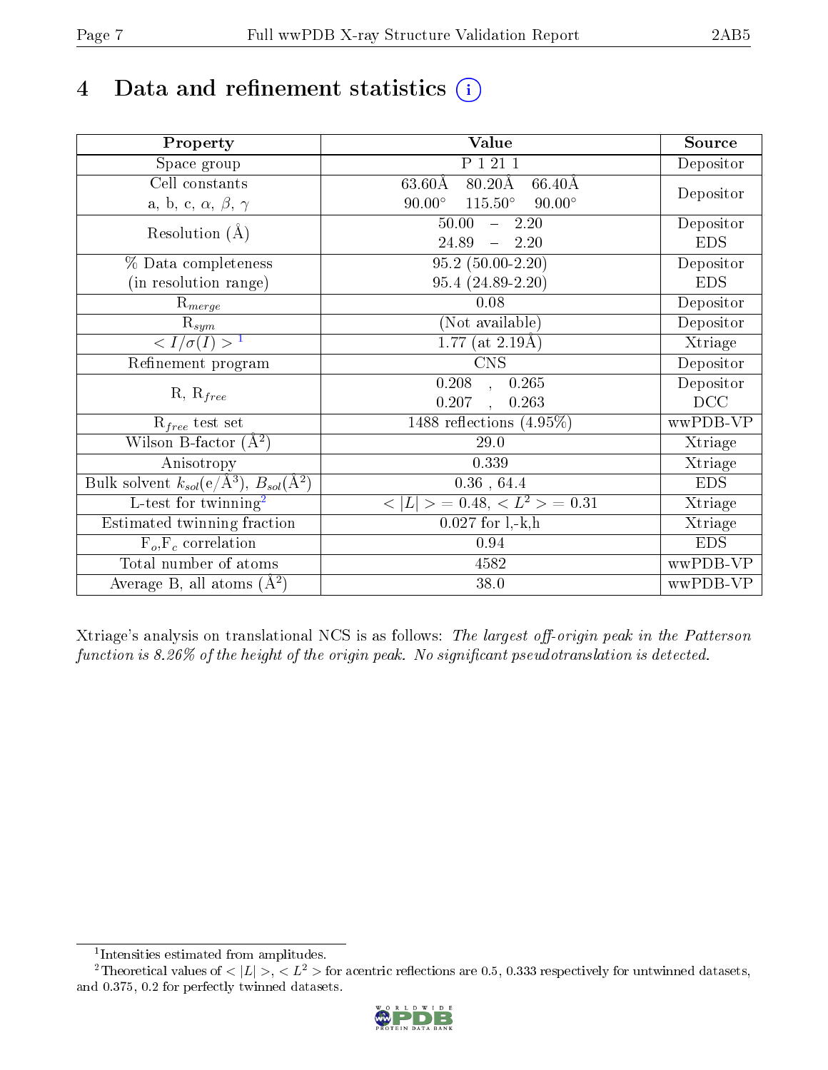# 4 Data and refinement statistics (i)

| Property | Value | Source |
|---|---|---|
| Space group | P 1 21 1 | Depositor |
| Cell constants<br>a, b, c, $\alpha$, $\beta$, $\gamma$ | 63.60Å 80.20Å 66.40Å<br>90.00° 115.50° 90.00° | Depositor |
| Resolution (Å) | 50.00 – 2.20<br>24.89 – 2.20 | Depositor<br>EDS |
| % Data completeness<br>(in resolution range) | 95.2 (50.00-2.20)<br>95.4 (24.89-2.20) | Depositor<br>EDS |
| $R_{merge}$ | 0.08 | Depositor |
| $R_{sym}$ | (Not available) | Depositor |
| $< I/\sigma(I) >$ [1] | 1.77 (at 2.19Å) | Xtriage |
| Refinement program | CNS | Depositor |
| R, $R_{free}$ | 0.208 , 0.265<br>0.207 , 0.263 | Depositor<br>DCC |
| $R_{free}$ test set | 1488 reflections (4.95%) | wwPDB-VP |
| Wilson B-factor (Å$^2$) | 29.0 | Xtriage |
| Anisotropy | 0.339 | Xtriage |
| Bulk solvent $k_{sol}$(e/Å$^3$), $B_{sol}$(Å$^2$) | 0.36 , 64.4 | EDS |
| L-test for twinning[2] | $< \|L\| >$ = 0.48, $< L^2 >$ = 0.31 | Xtriage |
| Estimated twinning fraction | 0.027 for l,-k,h | Xtriage |
| $F_o$,$F_c$ correlation | 0.94 | EDS |
| Total number of atoms | 4582 | wwPDB-VP |
| Average B, all atoms (Å$^2$) | 38.0 | wwPDB-VP |

Xtriage's analysis on translational NCS is as follows: *The largest off-origin peak in the Patterson function is 8.26% of the height of the origin peak. No significant pseudotranslation is detected.*

[1] Intensities estimated from amplitudes.

[2] Theoretical values of $< |L| >$, $< L^2 >$ for acentric reflections are 0.5, 0.333 respectively for untwinned datasets, and 0.375, 0.2 for perfectly twinned datasets.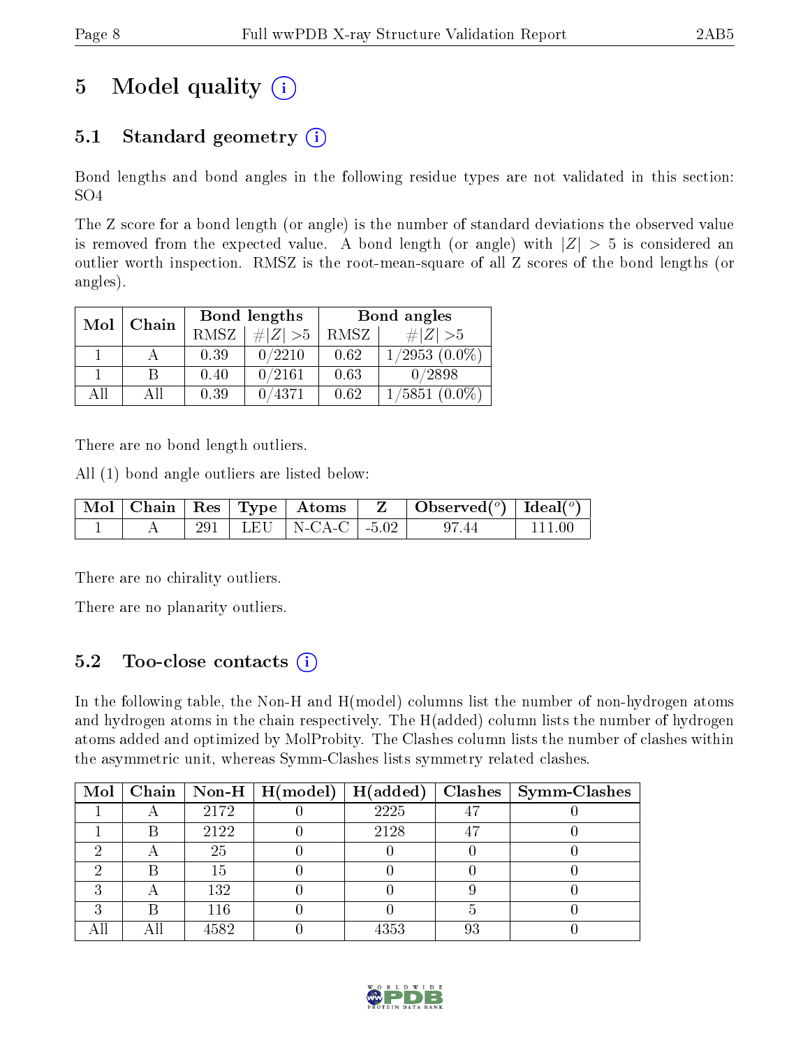# 5 Model quality

## 5.1 Standard geometry

Bond lengths and bond angles in the following residue types are not validated in this section: SO4

The Z score for a bond length (or angle) is the number of standard deviations the observed value is removed from the expected value. A bond length (or angle) with $|Z| > 5$ is considered an outlier worth inspection. RMSZ is the root-mean-square of all Z scores of the bond lengths (or angles).

| Mol | Chain | Bond lengths | | Bond angles | |
|---|---|---|---|---|---|
| | | RMSZ | $\#\|Z\| > 5$ | RMSZ | $\#\|Z\| > 5$ |
| 1 | A | 0.39 | 0/2210 | 0.62 | 1/2953 (0.0%) |
| 1 | B | 0.40 | 0/2161 | 0.63 | 0/2898 |
| All | All | 0.39 | 0/4371 | 0.62 | 1/5851 (0.0%) |

There are no bond length outliers.

All (1) bond angle outliers are listed below:

| Mol | Chain | Res | Type | Atoms | Z | Observed($^o$) | Ideal($^o$) |
|---|---|---|---|---|---|---|---|
| 1 | A | 291 | LEU | N-CA-C | -5.02 | 97.44 | 111.00 |

There are no chirality outliers.

There are no planarity outliers.

## 5.2 Too-close contacts

In the following table, the Non-H and H(model) columns list the number of non-hydrogen atoms and hydrogen atoms in the chain respectively. The H(added) column lists the number of hydrogen atoms added and optimized by MolProbity. The Clashes column lists the number of clashes within the asymmetric unit, whereas Symm-Clashes lists symmetry related clashes.

| Mol | Chain | Non-H | H(model) | H(added) | Clashes | Symm-Clashes |
|---|---|---|---|---|---|---|
| 1 | A | 2172 | 0 | 2225 | 47 | 0 |
| 1 | B | 2122 | 0 | 2128 | 47 | 0 |
| 2 | A | 25 | 0 | 0 | 0 | 0 |
| 2 | B | 15 | 0 | 0 | 0 | 0 |
| 3 | A | 132 | 0 | 0 | 9 | 0 |
| 3 | B | 116 | 0 | 0 | 5 | 0 |
| All | All | 4582 | 0 | 4353 | 93 | 0 |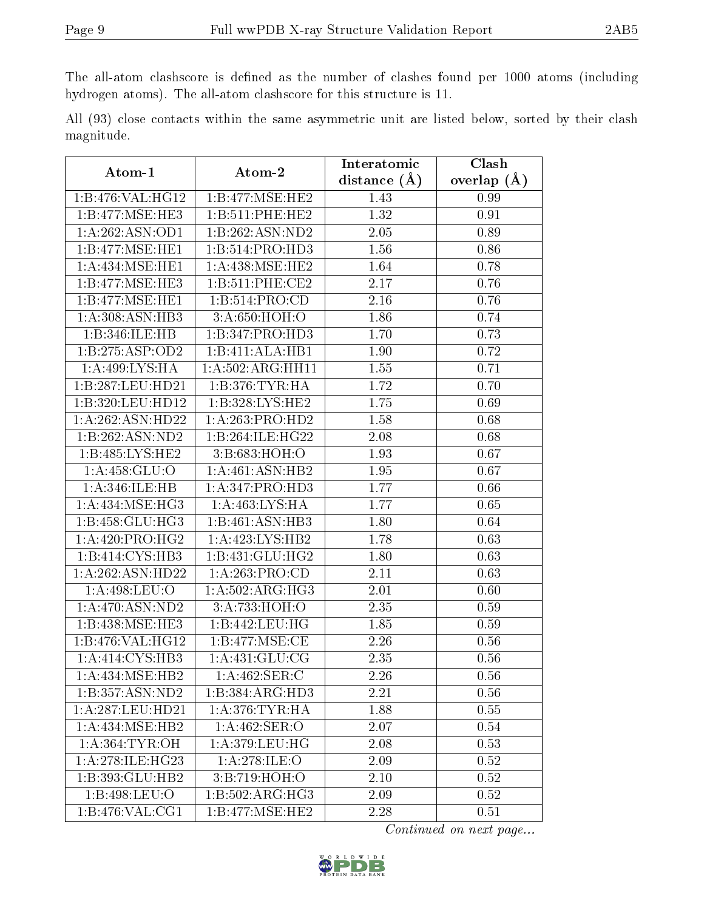The all-atom clashscore is defined as the number of clashes found per 1000 atoms (including hydrogen atoms). The all-atom clashscore for this structure is 11.

All (93) close contacts within the same asymmetric unit are listed below, sorted by their clash magnitude.

| Atom-1 | Atom-2 | Interatomic distance (Å) | Clash overlap (Å) |
|---|---|---|---|
| 1:B:476:VAL:HG12 | 1:B:477:MSE:HE2 | 1.43 | 0.99 |
| 1:B:477:MSE:HE3 | 1:B:511:PHE:HE2 | 1.32 | 0.91 |
| 1:A:262:ASN:OD1 | 1:B:262:ASN:ND2 | 2.05 | 0.89 |
| 1:B:477:MSE:HE1 | 1:B:514:PRO:HD3 | 1.56 | 0.86 |
| 1:A:434:MSE:HE1 | 1:A:438:MSE:HE2 | 1.64 | 0.78 |
| 1:B:477:MSE:HE3 | 1:B:511:PHE:CE2 | 2.17 | 0.76 |
| 1:B:477:MSE:HE1 | 1:B:514:PRO:CD | 2.16 | 0.76 |
| 1:A:308:ASN:HB3 | 3:A:650:HOH:O | 1.86 | 0.74 |
| 1:B:346:ILE:HB | 1:B:347:PRO:HD3 | 1.70 | 0.73 |
| 1:B:275:ASP:OD2 | 1:B:411:ALA:HB1 | 1.90 | 0.72 |
| 1:A:499:LYS:HA | 1:A:502:ARG:HH11 | 1.55 | 0.71 |
| 1:B:287:LEU:HD21 | 1:B:376:TYR:HA | 1.72 | 0.70 |
| 1:B:320:LEU:HD12 | 1:B:328:LYS:HE2 | 1.75 | 0.69 |
| 1:A:262:ASN:HD22 | 1:A:263:PRO:HD2 | 1.58 | 0.68 |
| 1:B:262:ASN:ND2 | 1:B:264:ILE:HG22 | 2.08 | 0.68 |
| 1:B:485:LYS:HE2 | 3:B:683:HOH:O | 1.93 | 0.67 |
| 1:A:458:GLU:O | 1:A:461:ASN:HB2 | 1.95 | 0.67 |
| 1:A:346:ILE:HB | 1:A:347:PRO:HD3 | 1.77 | 0.66 |
| 1:A:434:MSE:HG3 | 1:A:463:LYS:HA | 1.77 | 0.65 |
| 1:B:458:GLU:HG3 | 1:B:461:ASN:HB3 | 1.80 | 0.64 |
| 1:A:420:PRO:HG2 | 1:A:423:LYS:HB2 | 1.78 | 0.63 |
| 1:B:414:CYS:HB3 | 1:B:431:GLU:HG2 | 1.80 | 0.63 |
| 1:A:262:ASN:HD22 | 1:A:263:PRO:CD | 2.11 | 0.63 |
| 1:A:498:LEU:O | 1:A:502:ARG:HG3 | 2.01 | 0.60 |
| 1:A:470:ASN:ND2 | 3:A:733:HOH:O | 2.35 | 0.59 |
| 1:B:438:MSE:HE3 | 1:B:442:LEU:HG | 1.85 | 0.59 |
| 1:B:476:VAL:HG12 | 1:B:477:MSE:CE | 2.26 | 0.56 |
| 1:A:414:CYS:HB3 | 1:A:431:GLU:CG | 2.35 | 0.56 |
| 1:A:434:MSE:HB2 | 1:A:462:SER:C | 2.26 | 0.56 |
| 1:B:357:ASN:ND2 | 1:B:384:ARG:HD3 | 2.21 | 0.56 |
| 1:A:287:LEU:HD21 | 1:A:376:TYR:HA | 1.88 | 0.55 |
| 1:A:434:MSE:HB2 | 1:A:462:SER:O | 2.07 | 0.54 |
| 1:A:364:TYR:OH | 1:A:379:LEU:HG | 2.08 | 0.53 |
| 1:A:278:ILE:HG23 | 1:A:278:ILE:O | 2.09 | 0.52 |
| 1:B:393:GLU:HB2 | 3:B:719:HOH:O | 2.10 | 0.52 |
| 1:B:498:LEU:O | 1:B:502:ARG:HG3 | 2.09 | 0.52 |
| 1:B:476:VAL:CG1 | 1:B:477:MSE:HE2 | 2.28 | 0.51 |

*Continued on next page...*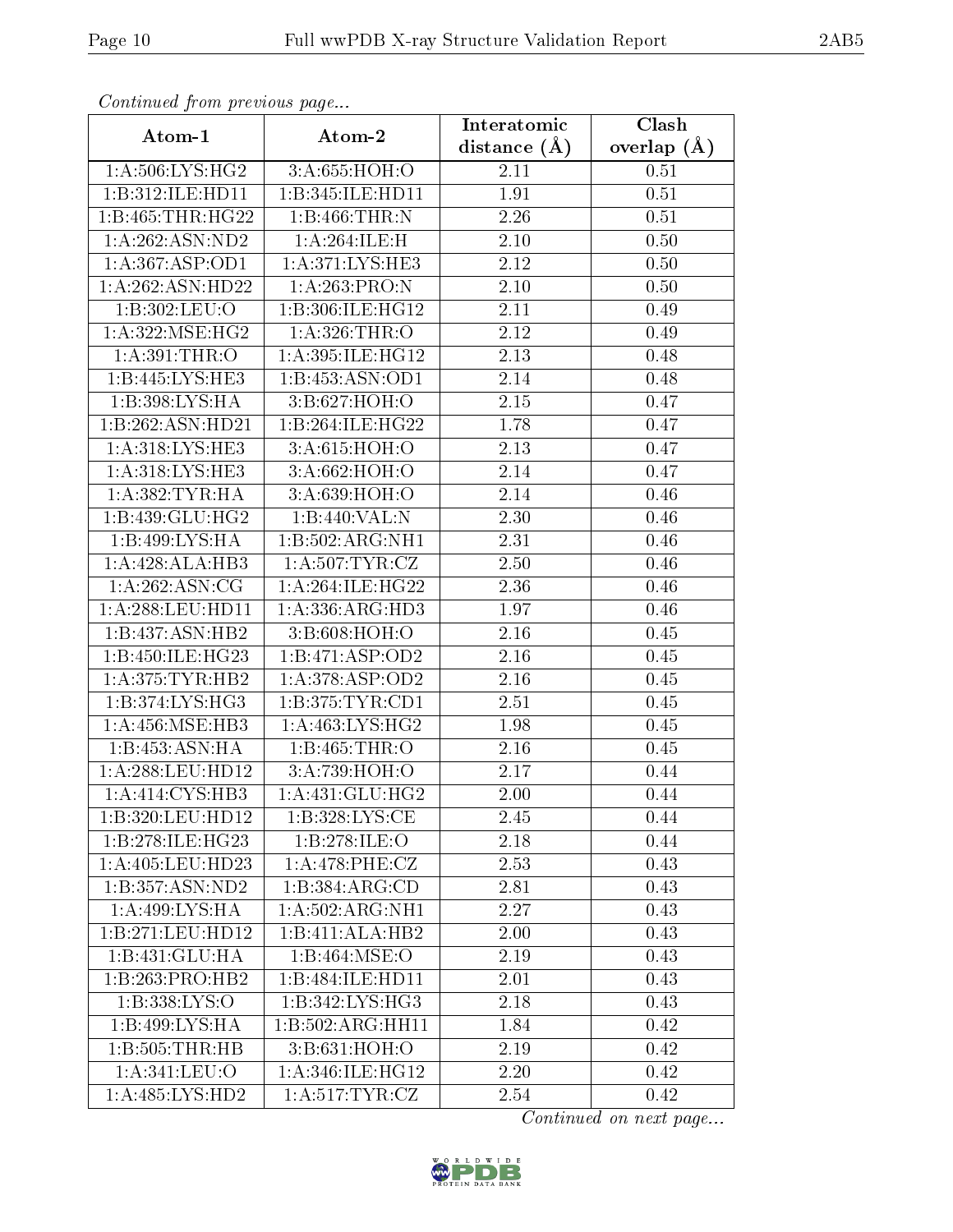*Continued from previous page...*

| Atom-1 | Atom-2 | Interatomic distance (Å) | Clash overlap (Å) |
|---|---|---|---|
| 1:A:506:LYS:HG2 | 3:A:655:HOH:O | 2.11 | 0.51 |
| 1:B:312:ILE:HD11 | 1:B:345:ILE:HD11 | 1.91 | 0.51 |
| 1:B:465:THR:HG22 | 1:B:466:THR:N | 2.26 | 0.51 |
| 1:A:262:ASN:ND2 | 1:A:264:ILE:H | 2.10 | 0.50 |
| 1:A:367:ASP:OD1 | 1:A:371:LYS:HE3 | 2.12 | 0.50 |
| 1:A:262:ASN:HD22 | 1:A:263:PRO:N | 2.10 | 0.50 |
| 1:B:302:LEU:O | 1:B:306:ILE:HG12 | 2.11 | 0.49 |
| 1:A:322:MSE:HG2 | 1:A:326:THR:O | 2.12 | 0.49 |
| 1:A:391:THR:O | 1:A:395:ILE:HG12 | 2.13 | 0.48 |
| 1:B:445:LYS:HE3 | 1:B:453:ASN:OD1 | 2.14 | 0.48 |
| 1:B:398:LYS:HA | 3:B:627:HOH:O | 2.15 | 0.47 |
| 1:B:262:ASN:HD21 | 1:B:264:ILE:HG22 | 1.78 | 0.47 |
| 1:A:318:LYS:HE3 | 3:A:615:HOH:O | 2.13 | 0.47 |
| 1:A:318:LYS:HE3 | 3:A:662:HOH:O | 2.14 | 0.47 |
| 1:A:382:TYR:HA | 3:A:639:HOH:O | 2.14 | 0.46 |
| 1:B:439:GLU:HG2 | 1:B:440:VAL:N | 2.30 | 0.46 |
| 1:B:499:LYS:HA | 1:B:502:ARG:NH1 | 2.31 | 0.46 |
| 1:A:428:ALA:HB3 | 1:A:507:TYR:CZ | 2.50 | 0.46 |
| 1:A:262:ASN:CG | 1:A:264:ILE:HG22 | 2.36 | 0.46 |
| 1:A:288:LEU:HD11 | 1:A:336:ARG:HD3 | 1.97 | 0.46 |
| 1:B:437:ASN:HB2 | 3:B:608:HOH:O | 2.16 | 0.45 |
| 1:B:450:ILE:HG23 | 1:B:471:ASP:OD2 | 2.16 | 0.45 |
| 1:A:375:TYR:HB2 | 1:A:378:ASP:OD2 | 2.16 | 0.45 |
| 1:B:374:LYS:HG3 | 1:B:375:TYR:CD1 | 2.51 | 0.45 |
| 1:A:456:MSE:HB3 | 1:A:463:LYS:HG2 | 1.98 | 0.45 |
| 1:B:453:ASN:HA | 1:B:465:THR:O | 2.16 | 0.45 |
| 1:A:288:LEU:HD12 | 3:A:739:HOH:O | 2.17 | 0.44 |
| 1:A:414:CYS:HB3 | 1:A:431:GLU:HG2 | 2.00 | 0.44 |
| 1:B:320:LEU:HD12 | 1:B:328:LYS:CE | 2.45 | 0.44 |
| 1:B:278:ILE:HG23 | 1:B:278:ILE:O | 2.18 | 0.44 |
| 1:A:405:LEU:HD23 | 1:A:478:PHE:CZ | 2.53 | 0.43 |
| 1:B:357:ASN:ND2 | 1:B:384:ARG:CD | 2.81 | 0.43 |
| 1:A:499:LYS:HA | 1:A:502:ARG:NH1 | 2.27 | 0.43 |
| 1:B:271:LEU:HD12 | 1:B:411:ALA:HB2 | 2.00 | 0.43 |
| 1:B:431:GLU:HA | 1:B:464:MSE:O | 2.19 | 0.43 |
| 1:B:263:PRO:HB2 | 1:B:484:ILE:HD11 | 2.01 | 0.43 |
| 1:B:338:LYS:O | 1:B:342:LYS:HG3 | 2.18 | 0.43 |
| 1:B:499:LYS:HA | 1:B:502:ARG:HH11 | 1.84 | 0.42 |
| 1:B:505:THR:HB | 3:B:631:HOH:O | 2.19 | 0.42 |
| 1:A:341:LEU:O | 1:A:346:ILE:HG12 | 2.20 | 0.42 |
| 1:A:485:LYS:HD2 | 1:A:517:TYR:CZ | 2.54 | 0.42 |

*Continued on next page...*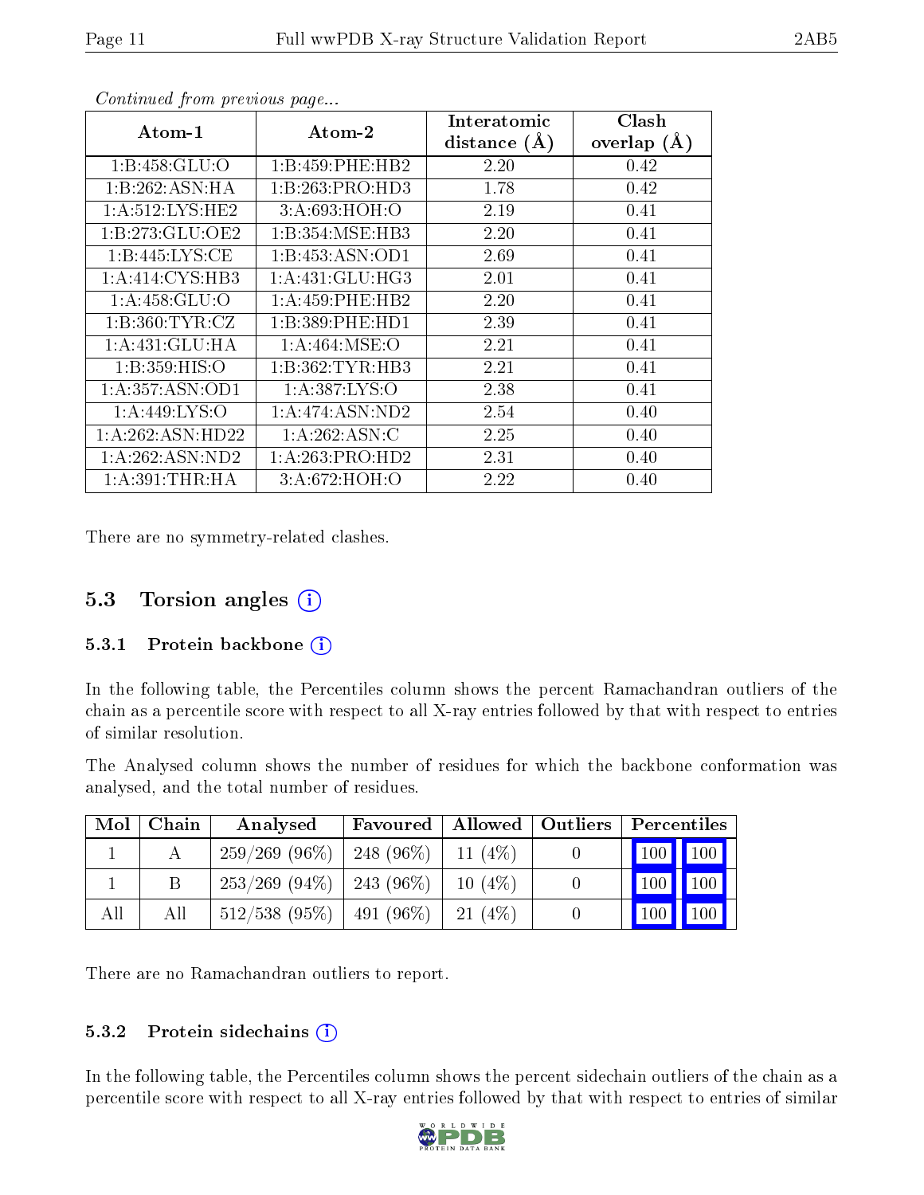*Continued from previous page...*

| Atom-1 | Atom-2 | Interatomic distance (Å) | Clash overlap (Å) |
|---|---|---|---|
| 1:B:458:GLU:O | 1:B:459:PHE:HB2 | 2.20 | 0.42 |
| 1:B:262:ASN:HA | 1:B:263:PRO:HD3 | 1.78 | 0.42 |
| 1:A:512:LYS:HE2 | 3:A:693:HOH:O | 2.19 | 0.41 |
| 1:B:273:GLU:OE2 | 1:B:354:MSE:HB3 | 2.20 | 0.41 |
| 1:B:445:LYS:CE | 1:B:453:ASN:OD1 | 2.69 | 0.41 |
| 1:A:414:CYS:HB3 | 1:A:431:GLU:HG3 | 2.01 | 0.41 |
| 1:A:458:GLU:O | 1:A:459:PHE:HB2 | 2.20 | 0.41 |
| 1:B:360:TYR:CZ | 1:B:389:PHE:HD1 | 2.39 | 0.41 |
| 1:A:431:GLU:HA | 1:A:464:MSE:O | 2.21 | 0.41 |
| 1:B:359:HIS:O | 1:B:362:TYR:HB3 | 2.21 | 0.41 |
| 1:A:357:ASN:OD1 | 1:A:387:LYS:O | 2.38 | 0.41 |
| 1:A:449:LYS:O | 1:A:474:ASN:ND2 | 2.54 | 0.40 |
| 1:A:262:ASN:HD22 | 1:A:262:ASN:C | 2.25 | 0.40 |
| 1:A:262:ASN:ND2 | 1:A:263:PRO:HD2 | 2.31 | 0.40 |
| 1:A:391:THR:HA | 3:A:672:HOH:O | 2.22 | 0.40 |

There are no symmetry-related clashes.

## 5.3 Torsion angles

### 5.3.1 Protein backbone

In the following table, the Percentiles column shows the percent Ramachandran outliers of the chain as a percentile score with respect to all X-ray entries followed by that with respect to entries of similar resolution.

The Analysed column shows the number of residues for which the backbone conformation was analysed, and the total number of residues.

| Mol | Chain | Analysed | Favoured | Allowed | Outliers | Percentiles | |
|---|---|---|---|---|---|---|---|
| 1 | A | 259/269 (96%) | 248 (96%) | 11 (4%) | 0 | 100 | 100 |
| 1 | B | 253/269 (94%) | 243 (96%) | 10 (4%) | 0 | 100 | 100 |
| All | All | 512/538 (95%) | 491 (96%) | 21 (4%) | 0 | 100 | 100 |

There are no Ramachandran outliers to report.

### 5.3.2 Protein sidechains

In the following table, the Percentiles column shows the percent sidechain outliers of the chain as a percentile score with respect to all X-ray entries followed by that with respect to entries of similar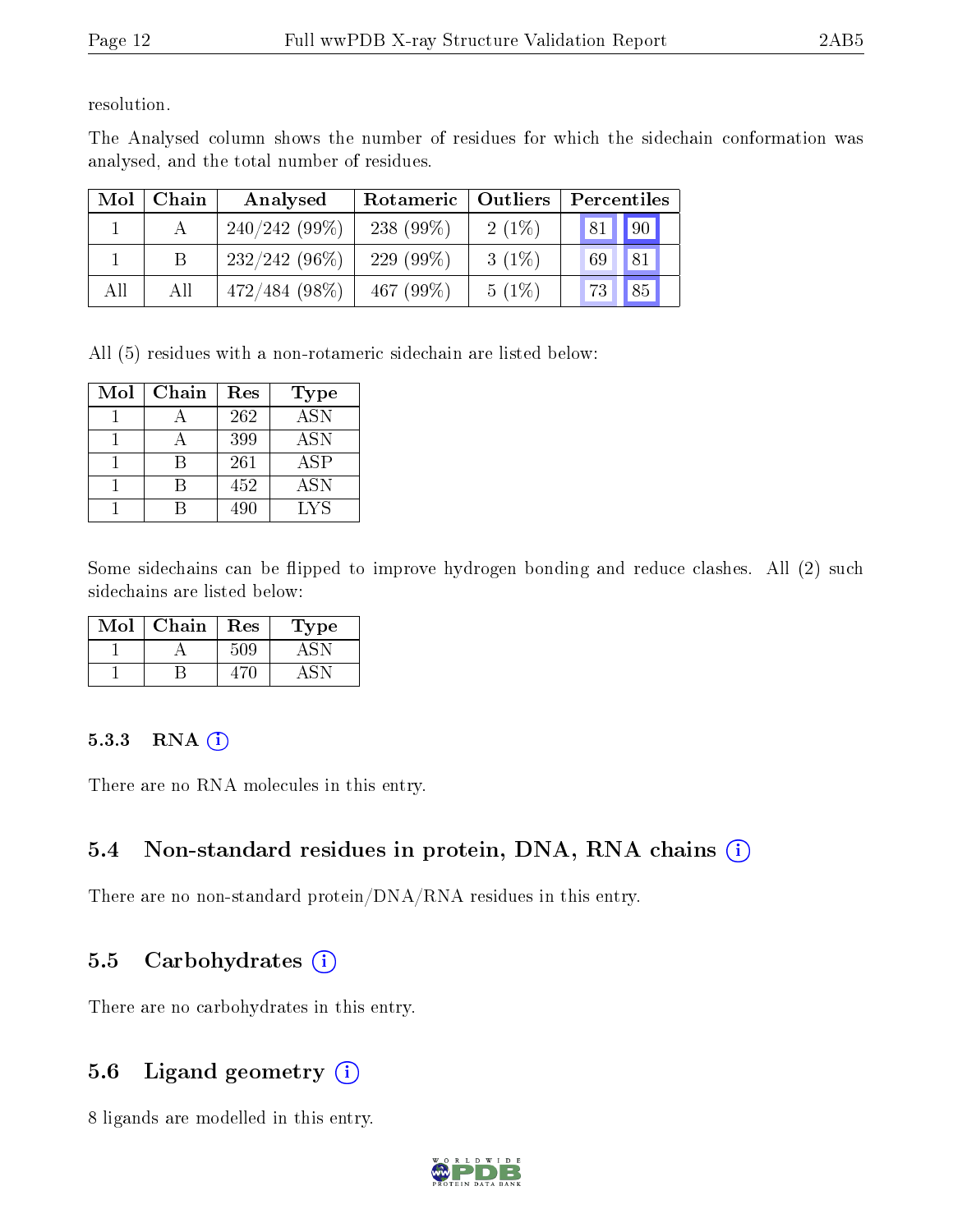resolution.

The Analysed column shows the number of residues for which the sidechain conformation was analysed, and the total number of residues.

| Mol | Chain | Analysed | Rotameric | Outliers | Percentiles | |
|---|---|---|---|---|---|---|
| 1 | A | 240/242 (99%) | 238 (99%) | 2 (1%) | 81 | 90 |
| 1 | B | 232/242 (96%) | 229 (99%) | 3 (1%) | 69 | 81 |
| All | All | 472/484 (98%) | 467 (99%) | 5 (1%) | 73 | 85 |

All (5) residues with a non-rotameric sidechain are listed below:

| Mol | Chain | Res | Type |
|---|---|---|---|
| 1 | A | 262 | ASN |
| 1 | A | 399 | ASN |
| 1 | B | 261 | ASP |
| 1 | B | 452 | ASN |
| 1 | B | 490 | LYS |

Some sidechains can be flipped to improve hydrogen bonding and reduce clashes. All (2) such sidechains are listed below:

| Mol | Chain | Res | Type |
|---|---|---|---|
| 1 | A | 509 | ASN |
| 1 | B | 470 | ASN |

### 5.3.3 RNA

There are no RNA molecules in this entry.

## 5.4 Non-standard residues in protein, DNA, RNA chains

There are no non-standard protein/DNA/RNA residues in this entry.

## 5.5 Carbohydrates

There are no carbohydrates in this entry.

## 5.6 Ligand geometry

8 ligands are modelled in this entry.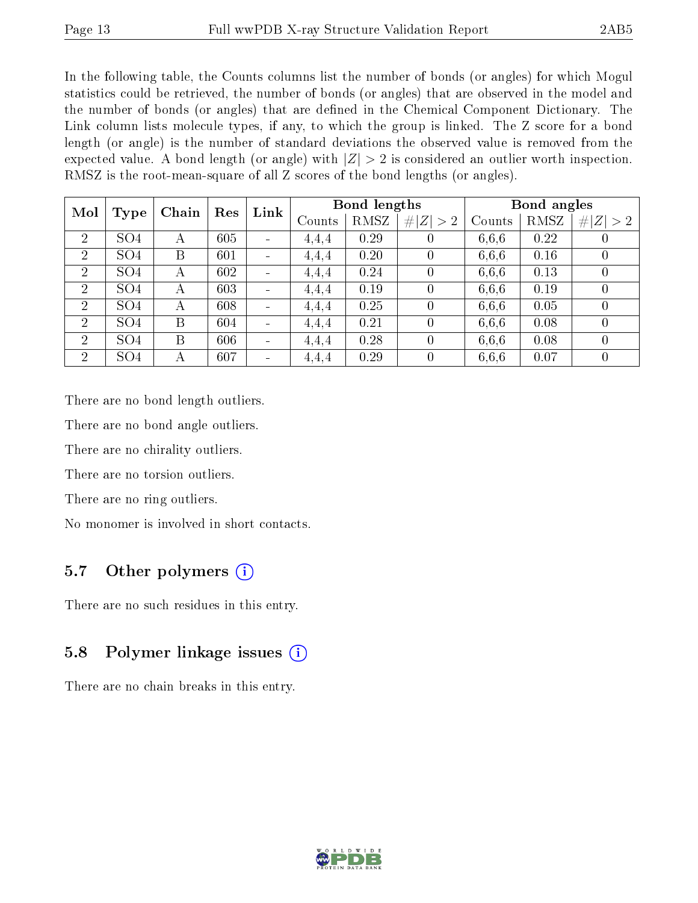In the following table, the Counts columns list the number of bonds (or angles) for which Mogul statistics could be retrieved, the number of bonds (or angles) that are observed in the model and the number of bonds (or angles) that are defined in the Chemical Component Dictionary. The Link column lists molecule types, if any, to which the group is linked. The Z score for a bond length (or angle) is the number of standard deviations the observed value is removed from the expected value. A bond length (or angle) with $|Z| > 2$ is considered an outlier worth inspection. RMSZ is the root-mean-square of all Z scores of the bond lengths (or angles).

| Mol | Type | Chain | Res | Link | Bond lengths | | | Bond angles | | |
|---|---|---|---|---|---|---|---|---|---|---|
| | | | | | Counts | RMSZ | $\#\|Z\| > 2$ | Counts | RMSZ | $\#\|Z\| > 2$ |
| 2 | SO4 | A | 605 | - | 4,4,4 | 0.29 | 0 | 6,6,6 | 0.22 | 0 |
| 2 | SO4 | B | 601 | - | 4,4,4 | 0.20 | 0 | 6,6,6 | 0.16 | 0 |
| 2 | SO4 | A | 602 | - | 4,4,4 | 0.24 | 0 | 6,6,6 | 0.13 | 0 |
| 2 | SO4 | A | 603 | - | 4,4,4 | 0.19 | 0 | 6,6,6 | 0.19 | 0 |
| 2 | SO4 | A | 608 | - | 4,4,4 | 0.25 | 0 | 6,6,6 | 0.05 | 0 |
| 2 | SO4 | B | 604 | - | 4,4,4 | 0.21 | 0 | 6,6,6 | 0.08 | 0 |
| 2 | SO4 | B | 606 | - | 4,4,4 | 0.28 | 0 | 6,6,6 | 0.08 | 0 |
| 2 | SO4 | A | 607 | - | 4,4,4 | 0.29 | 0 | 6,6,6 | 0.07 | 0 |

There are no bond length outliers.

There are no bond angle outliers.

There are no chirality outliers.

There are no torsion outliers.

There are no ring outliers.

No monomer is involved in short contacts.

## 5.7 Other polymers

There are no such residues in this entry.

## 5.8 Polymer linkage issues

There are no chain breaks in this entry.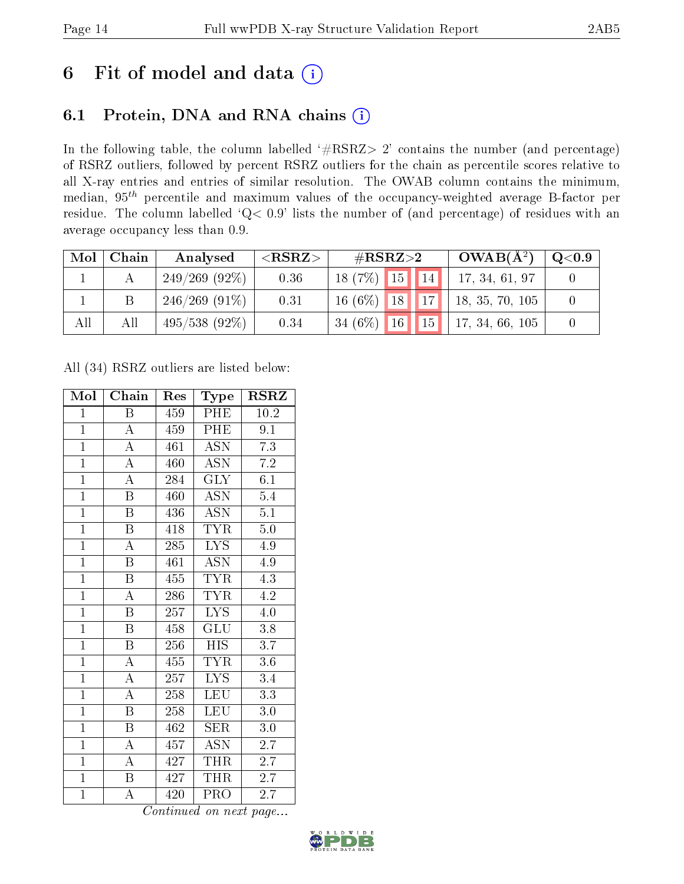# 6 Fit of model and data

## 6.1 Protein, DNA and RNA chains

In the following table, the column labelled '#RSRZ> 2' contains the number (and percentage) of RSRZ outliers, followed by percent RSRZ outliers for the chain as percentile scores relative to all X-ray entries and entries of similar resolution. The OWAB column contains the minimum, median, $95^{th}$ percentile and maximum values of the occupancy-weighted average B-factor per residue. The column labelled 'Q< 0.9' lists the number of (and percentage) of residues with an average occupancy less than 0.9.

| Mol | Chain | Analysed | <RSRZ> | #RSRZ>2 | | | OWAB(Å$^2$) | Q<0.9 |
|---|---|---|---|---|---|---|---|---|
| 1 | A | 249/269 (92%) | 0.36 | 18 (7%) | 15 | 14 | 17, 34, 61, 97 | 0 |
| 1 | B | 246/269 (91%) | 0.31 | 16 (6%) | 18 | 17 | 18, 35, 70, 105 | 0 |
| All | All | 495/538 (92%) | 0.34 | 34 (6%) | 16 | 15 | 17, 34, 66, 105 | 0 |

All (34) RSRZ outliers are listed below:

| Mol | Chain | Res | Type | RSRZ |
|---|---|---|---|---|
| 1 | B | 459 | PHE | 10.2 |
| 1 | A | 459 | PHE | 9.1 |
| 1 | A | 461 | ASN | 7.3 |
| 1 | A | 460 | ASN | 7.2 |
| 1 | A | 284 | GLY | 6.1 |
| 1 | B | 460 | ASN | 5.4 |
| 1 | B | 436 | ASN | 5.1 |
| 1 | B | 418 | TYR | 5.0 |
| 1 | A | 285 | LYS | 4.9 |
| 1 | B | 461 | ASN | 4.9 |
| 1 | B | 455 | TYR | 4.3 |
| 1 | A | 286 | TYR | 4.2 |
| 1 | B | 257 | LYS | 4.0 |
| 1 | B | 458 | GLU | 3.8 |
| 1 | B | 256 | HIS | 3.7 |
| 1 | A | 455 | TYR | 3.6 |
| 1 | A | 257 | LYS | 3.4 |
| 1 | A | 258 | LEU | 3.3 |
| 1 | B | 258 | LEU | 3.0 |
| 1 | B | 462 | SER | 3.0 |
| 1 | A | 457 | ASN | 2.7 |
| 1 | A | 427 | THR | 2.7 |
| 1 | B | 427 | THR | 2.7 |
| 1 | A | 420 | PRO | 2.7 |

*Continued on next page...*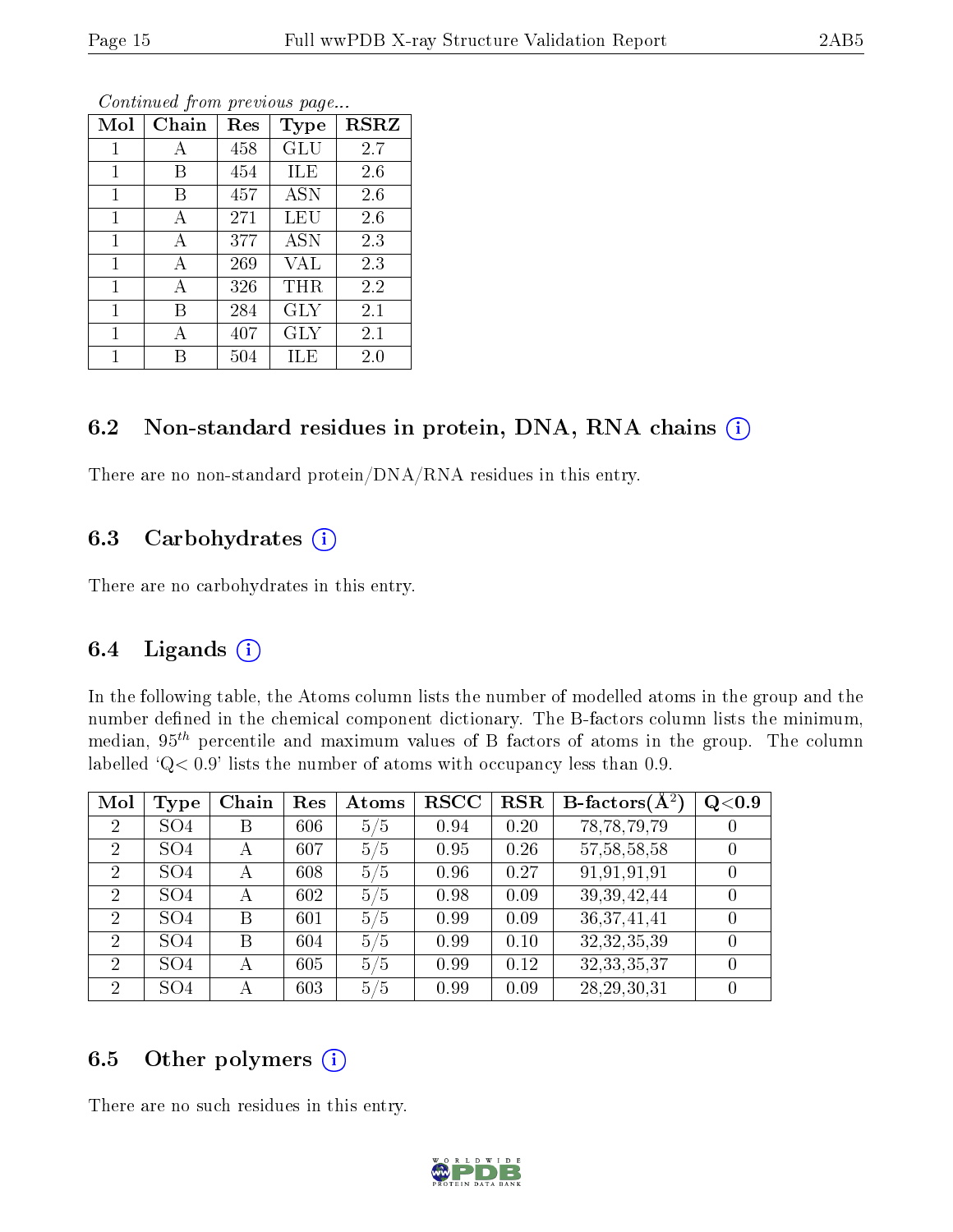*Continued from previous page...*

| Mol | Chain | Res | Type | RSRZ |
|---|---|---|---|---|
| 1 | A | 458 | GLU | 2.7 |
| 1 | B | 454 | ILE | 2.6 |
| 1 | B | 457 | ASN | 2.6 |
| 1 | A | 271 | LEU | 2.6 |
| 1 | A | 377 | ASN | 2.3 |
| 1 | A | 269 | VAL | 2.3 |
| 1 | A | 326 | THR | 2.2 |
| 1 | B | 284 | GLY | 2.1 |
| 1 | A | 407 | GLY | 2.1 |
| 1 | B | 504 | ILE | 2.0 |

## 6.2 Non-standard residues in protein, DNA, RNA chains

There are no non-standard protein/DNA/RNA residues in this entry.

## 6.3 Carbohydrates

There are no carbohydrates in this entry.

## 6.4 Ligands

In the following table, the Atoms column lists the number of modelled atoms in the group and the number defined in the chemical component dictionary. The B-factors column lists the minimum, median, $95^{th}$ percentile and maximum values of B factors of atoms in the group. The column labelled 'Q< 0.9' lists the number of atoms with occupancy less than 0.9.

| Mol | Type | Chain | Res | Atoms | RSCC | RSR | B-factors($Å^2$) | Q<0.9 |
|---|---|---|---|---|---|---|---|---|
| 2 | SO4 | B | 606 | 5/5 | 0.94 | 0.20 | 78,78,79,79 | 0 |
| 2 | SO4 | A | 607 | 5/5 | 0.95 | 0.26 | 57,58,58,58 | 0 |
| 2 | SO4 | A | 608 | 5/5 | 0.96 | 0.27 | 91,91,91,91 | 0 |
| 2 | SO4 | A | 602 | 5/5 | 0.98 | 0.09 | 39,39,42,44 | 0 |
| 2 | SO4 | B | 601 | 5/5 | 0.99 | 0.09 | 36,37,41,41 | 0 |
| 2 | SO4 | B | 604 | 5/5 | 0.99 | 0.10 | 32,32,35,39 | 0 |
| 2 | SO4 | A | 605 | 5/5 | 0.99 | 0.12 | 32,33,35,37 | 0 |
| 2 | SO4 | A | 603 | 5/5 | 0.99 | 0.09 | 28,29,30,31 | 0 |

## 6.5 Other polymers

There are no such residues in this entry.